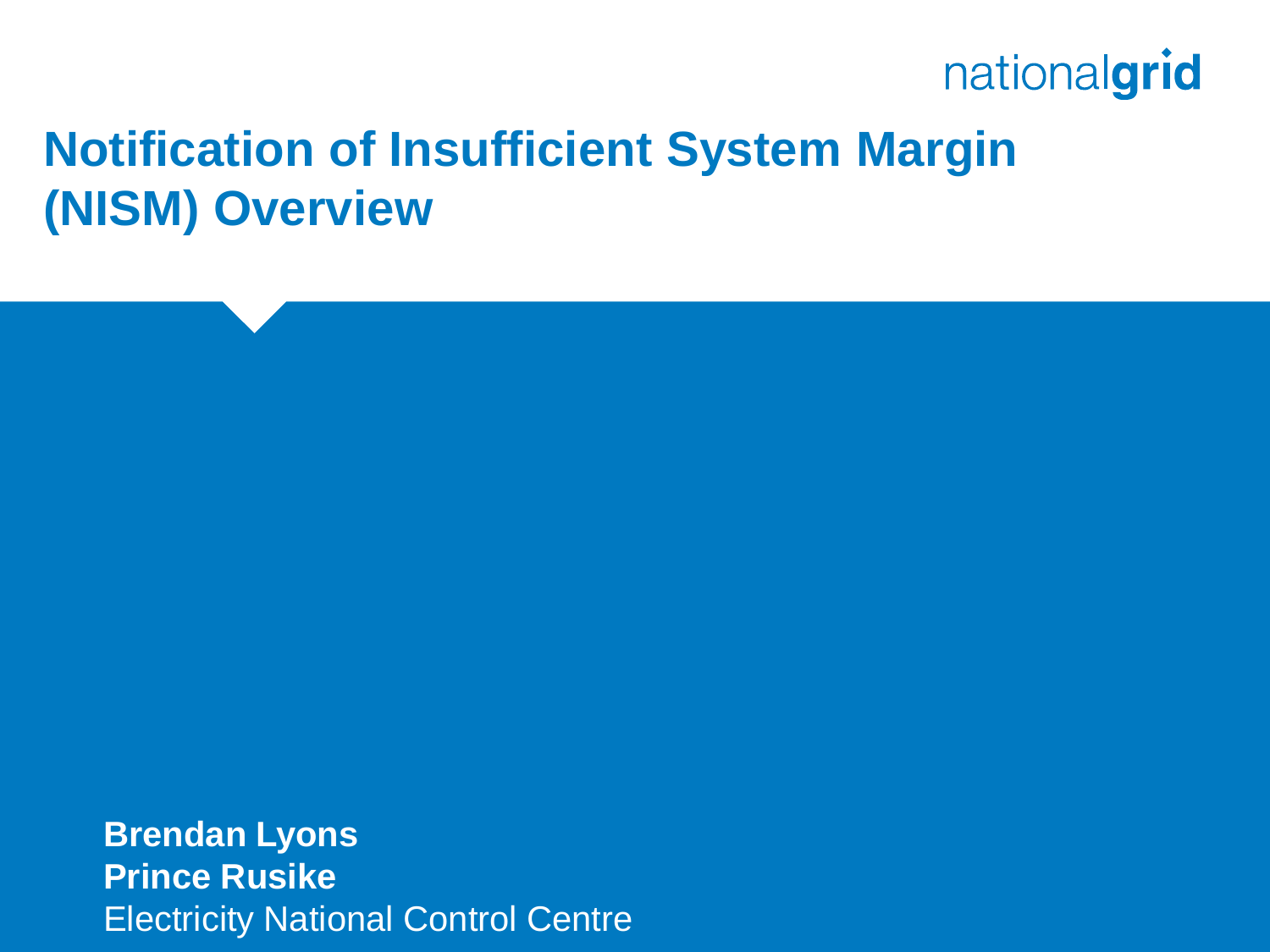# Notification of Insufficient System Margin (NISM) Overview

**Brendan Lyons**
**Prince Rusike**
Electricity National Control Centre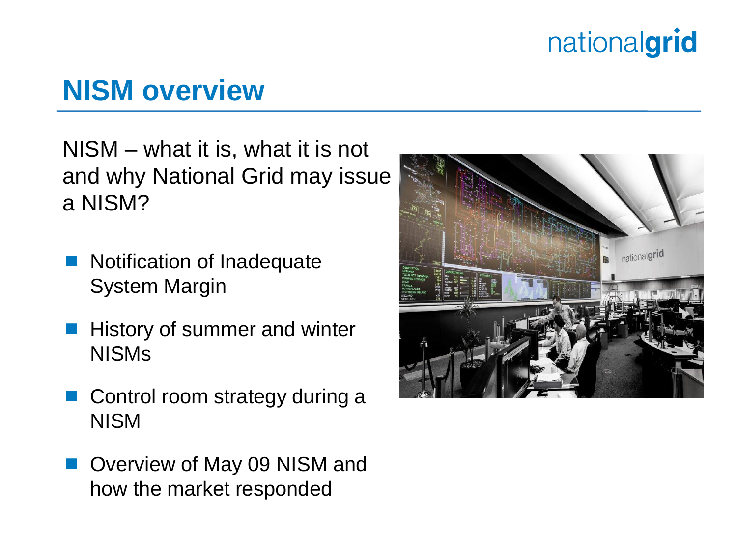# NISM overview

NISM – what it is, what it is not and why National Grid may issue a NISM?

- Notification of Inadequate System Margin
- History of summer and winter NISMs
- Control room strategy during a NISM
- Overview of May 09 NISM and how the market responded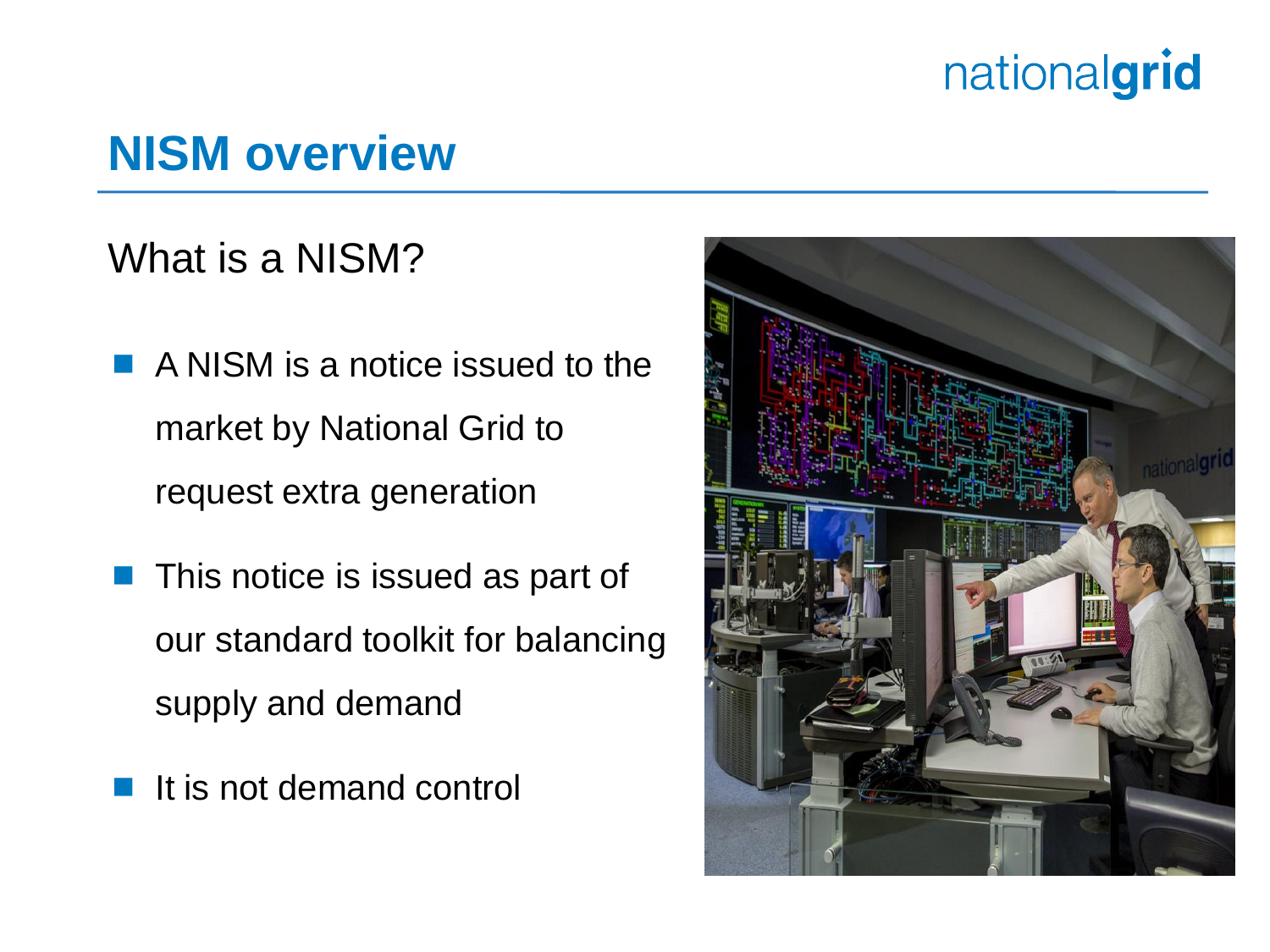# NISM overview

## What is a NISM?

- A NISM is a notice issued to the market by National Grid to request extra generation
- This notice is issued as part of our standard toolkit for balancing supply and demand
- It is not demand control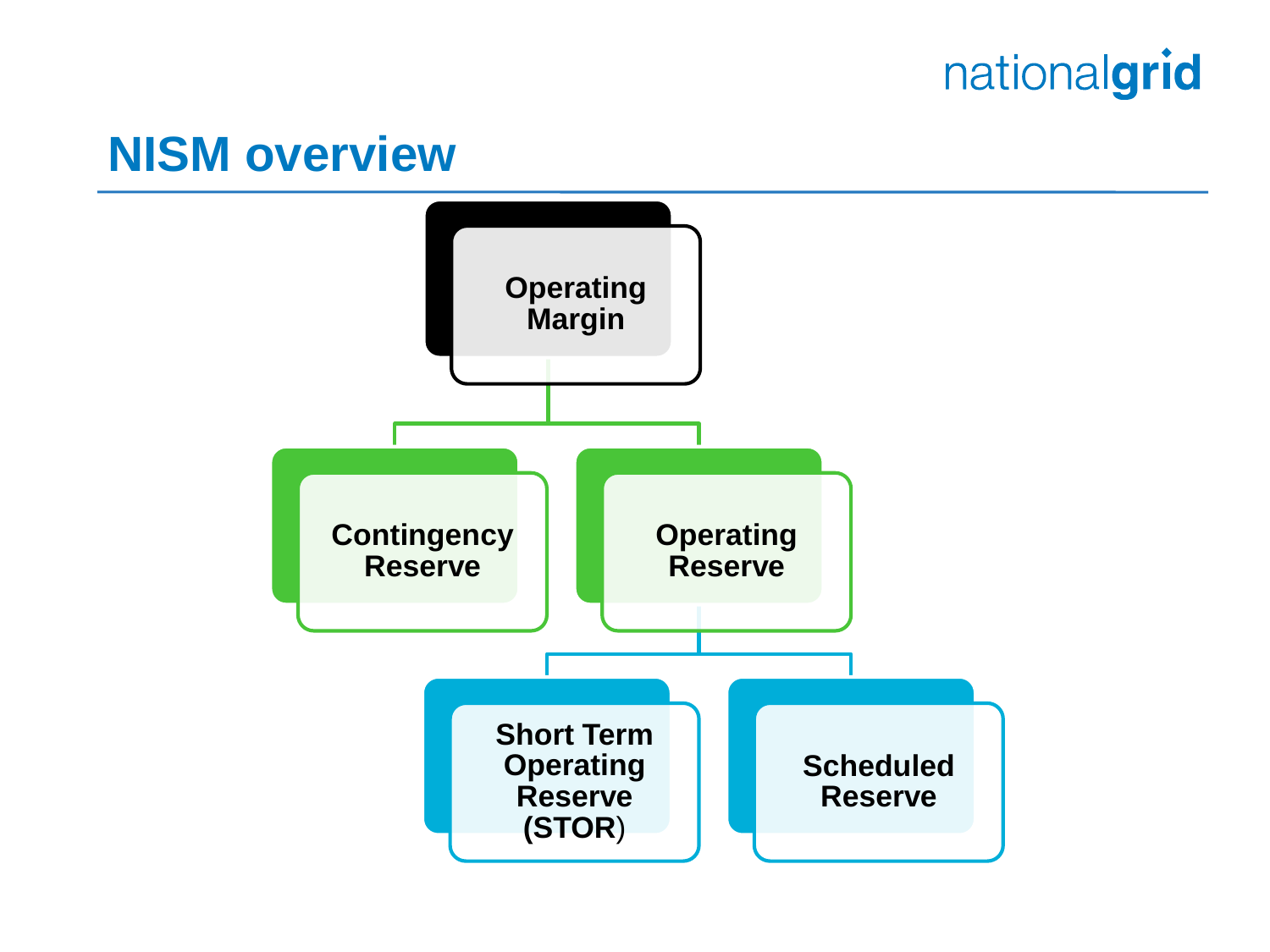# NISM overview

- Operating Margin
  - Contingency Reserve
  - Operating Reserve
    - Short Term Operating Reserve (STOR)
    - Scheduled Reserve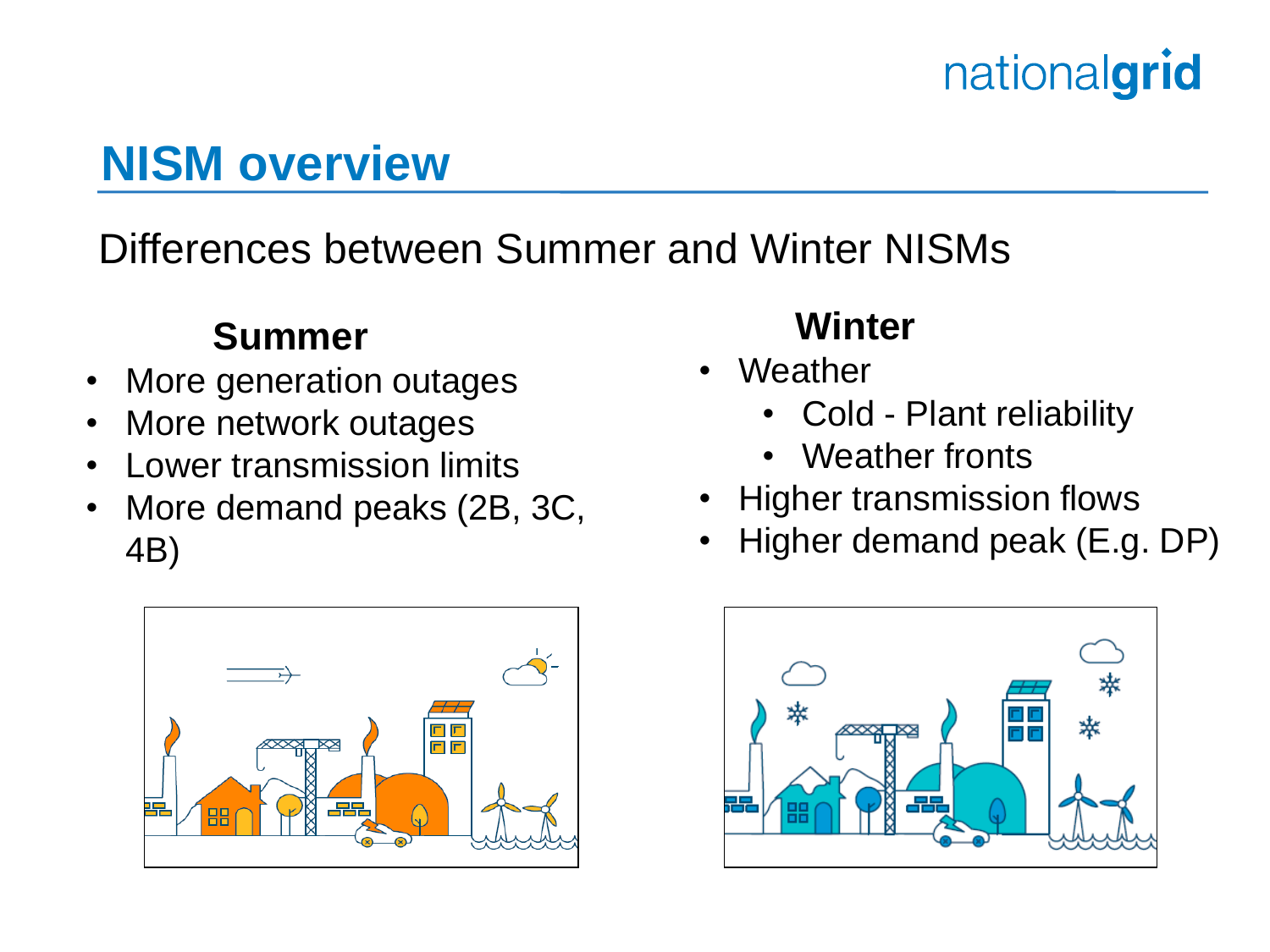# NISM overview

## Differences between Summer and Winter NISMs

### Summer

- More generation outages
- More network outages
- Lower transmission limits
- More demand peaks (2B, 3C, 4B)

### Winter

- Weather
  - Cold - Plant reliability
  - Weather fronts
- Higher transmission flows
- Higher demand peak (E.g. DP)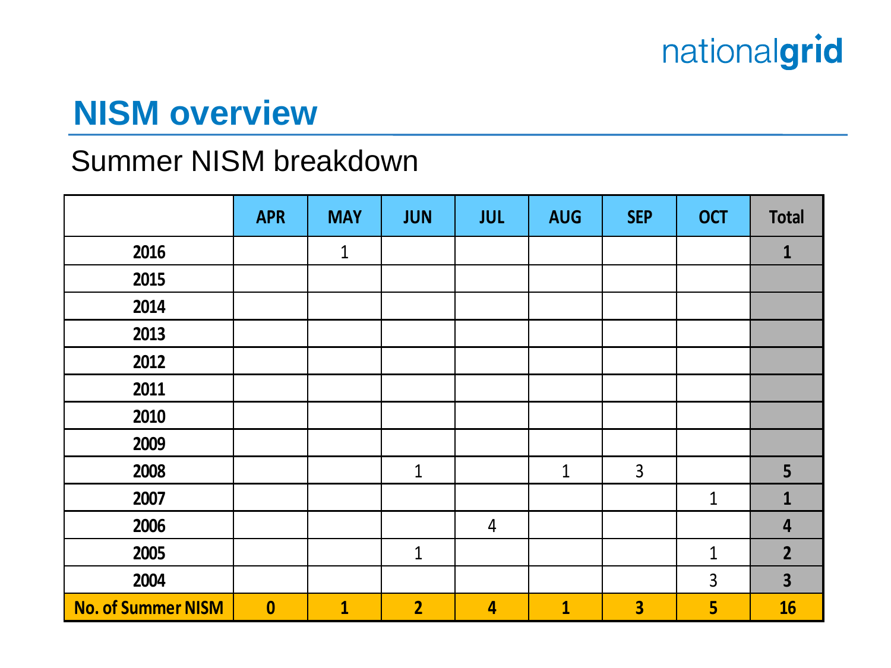# NISM overview

## Summer NISM breakdown

| | APR | MAY | JUN | JUL | AUG | SEP | OCT | Total |
|---|---|---|---|---|---|---|---|---|
| 2016 | | 1 | | | | | | 1 |
| 2015 | | | | | | | | |
| 2014 | | | | | | | | |
| 2013 | | | | | | | | |
| 2012 | | | | | | | | |
| 2011 | | | | | | | | |
| 2010 | | | | | | | | |
| 2009 | | | | | | | | |
| 2008 | | | 1 | | 1 | 3 | | 5 |
| 2007 | | | | | | | 1 | 1 |
| 2006 | | | | 4 | | | | 4 |
| 2005 | | | 1 | | | | 1 | 2 |
| 2004 | | | | | | | 3 | 3 |
| **No. of Summer NISM** | **0** | **1** | **2** | **4** | **1** | **3** | **5** | **16** |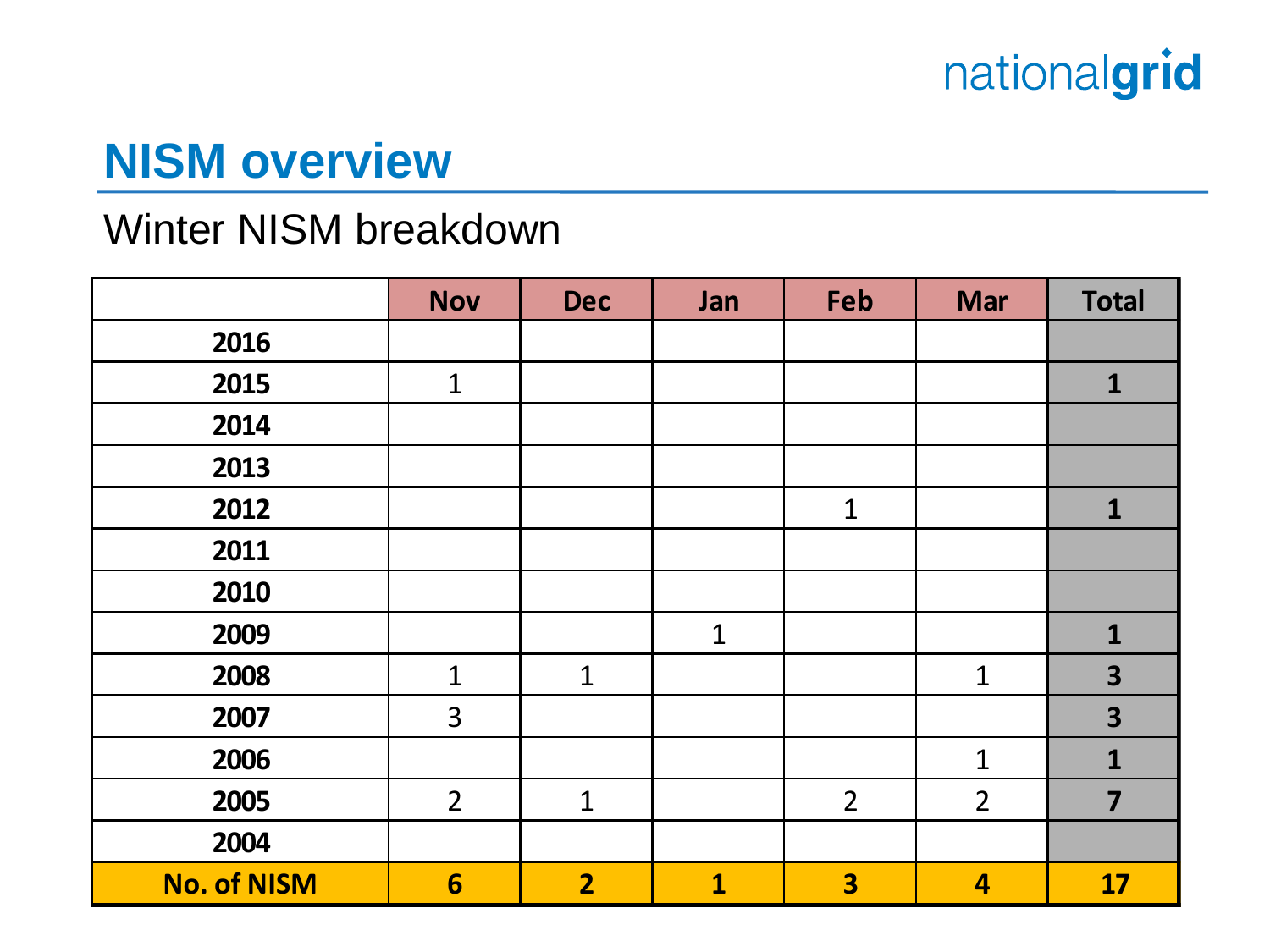# NISM overview

## Winter NISM breakdown

| | Nov | Dec | Jan | Feb | Mar | Total |
|---|---|---|---|---|---|---|
| **2016** | | | | | | |
| **2015** | 1 | | | | | **1** |
| **2014** | | | | | | |
| **2013** | | | | | | |
| **2012** | | | | 1 | | **1** |
| **2011** | | | | | | |
| **2010** | | | | | | |
| **2009** | | | 1 | | | **1** |
| **2008** | 1 | 1 | | | 1 | **3** |
| **2007** | 3 | | | | | **3** |
| **2006** | | | | | 1 | **1** |
| **2005** | 2 | 1 | | 2 | 2 | **7** |
| **2004** | | | | | | |
| **No. of NISM** | **6** | **2** | **1** | **3** | **4** | **17** |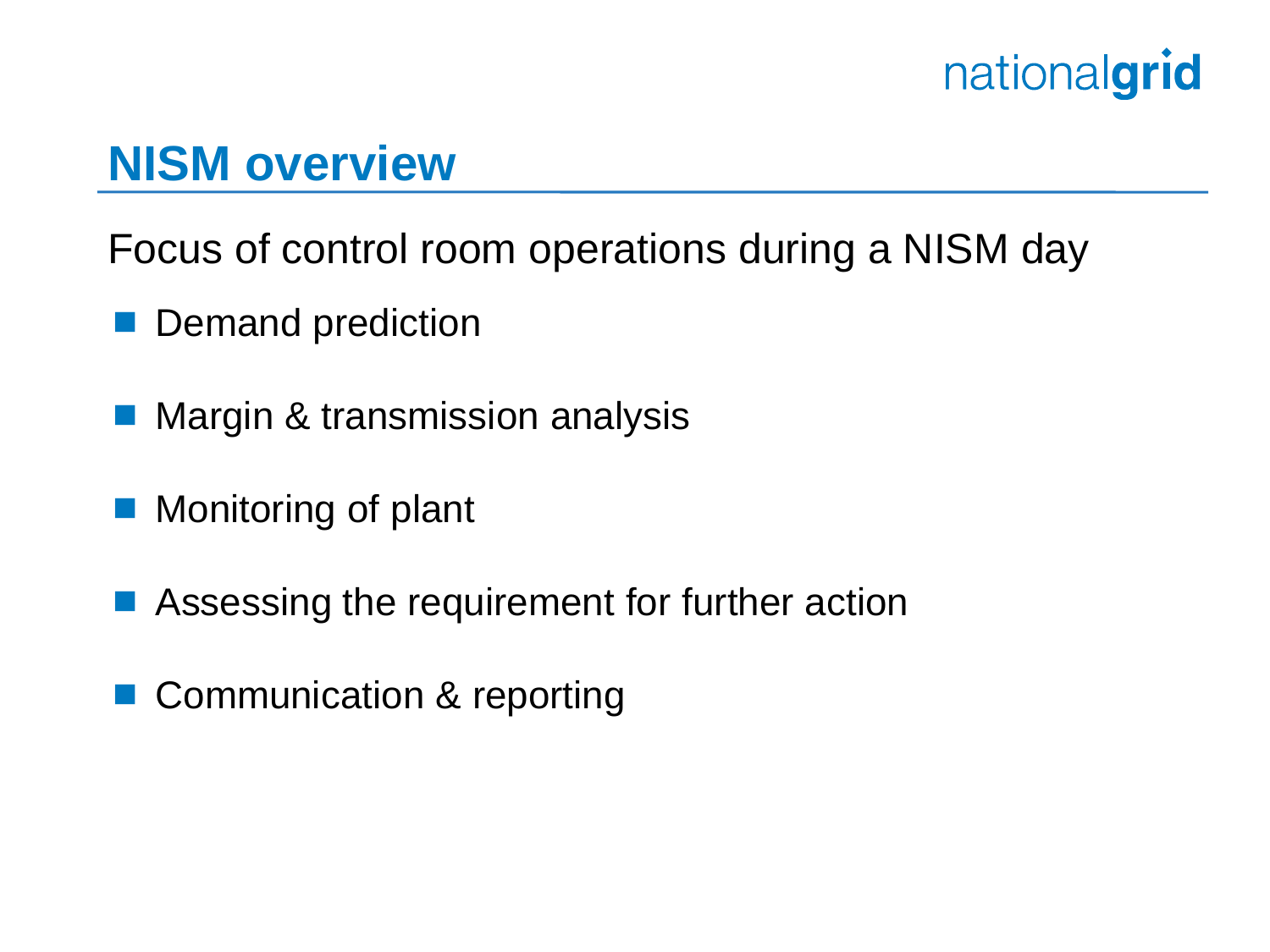# NISM overview

Focus of control room operations during a NISM day

- Demand prediction
- Margin & transmission analysis
- Monitoring of plant
- Assessing the requirement for further action
- Communication & reporting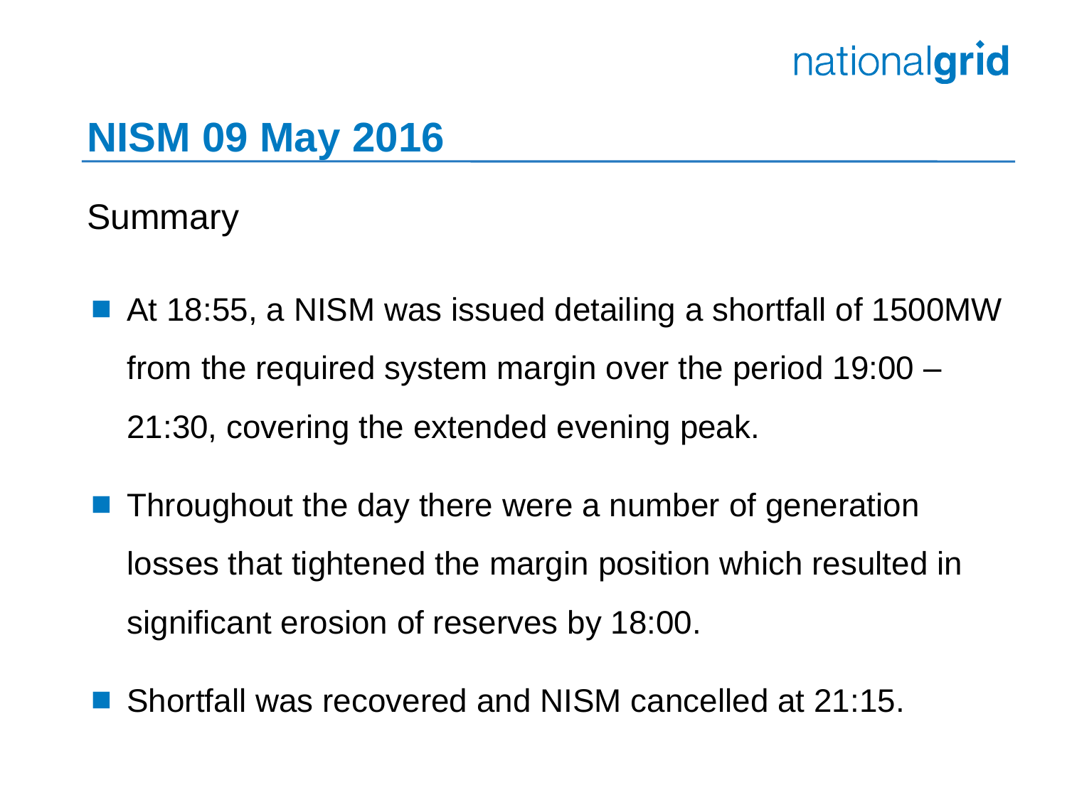# NISM 09 May 2016

## Summary

- At 18:55, a NISM was issued detailing a shortfall of 1500MW from the required system margin over the period 19:00 – 21:30, covering the extended evening peak.
- Throughout the day there were a number of generation losses that tightened the margin position which resulted in significant erosion of reserves by 18:00.
- Shortfall was recovered and NISM cancelled at 21:15.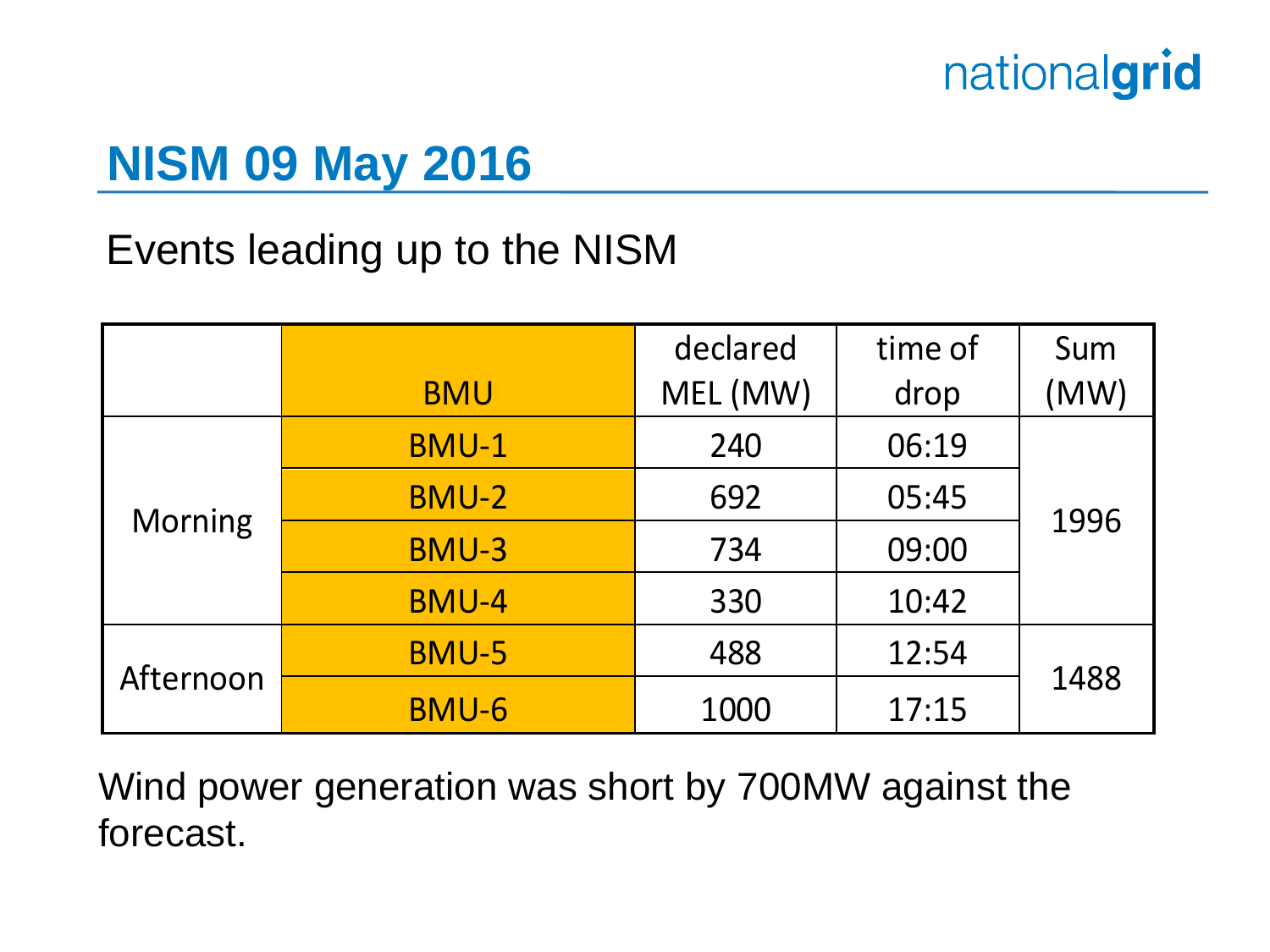# NISM 09 May 2016

Events leading up to the NISM

| | BMU | declared MEL (MW) | time of drop | Sum (MW) |
|---|---|---|---|---|
| Morning | BMU-1 | 240 | 06:19 | 1996 |
| | BMU-2 | 692 | 05:45 | |
| | BMU-3 | 734 | 09:00 | |
| | BMU-4 | 330 | 10:42 | |
| Afternoon | BMU-5 | 488 | 12:54 | 1488 |
| | BMU-6 | 1000 | 17:15 | |

Wind power generation was short by 700MW against the forecast.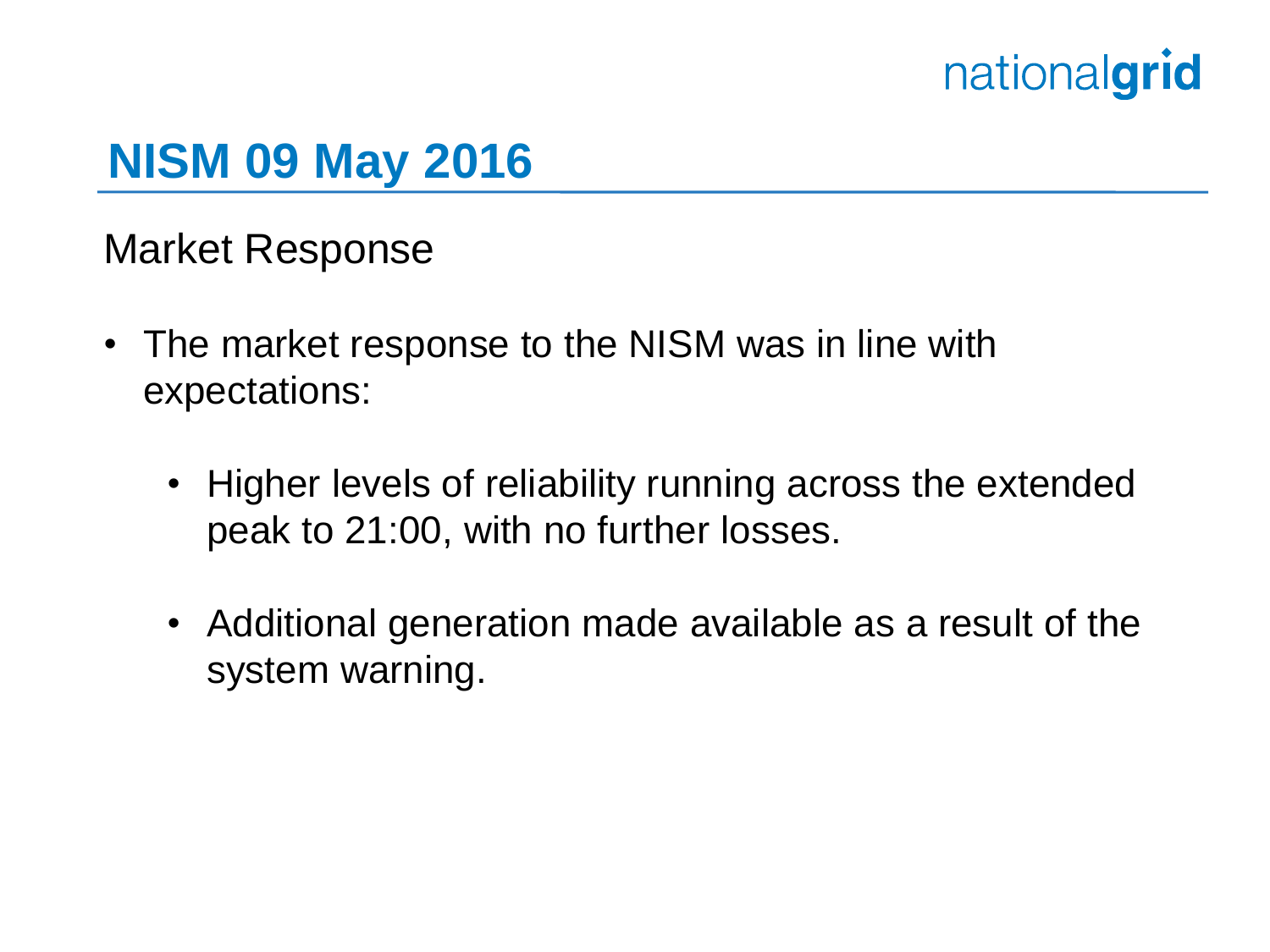# NISM 09 May 2016

## Market Response

- The market response to the NISM was in line with expectations:
  - Higher levels of reliability running across the extended peak to 21:00, with no further losses.
  - Additional generation made available as a result of the system warning.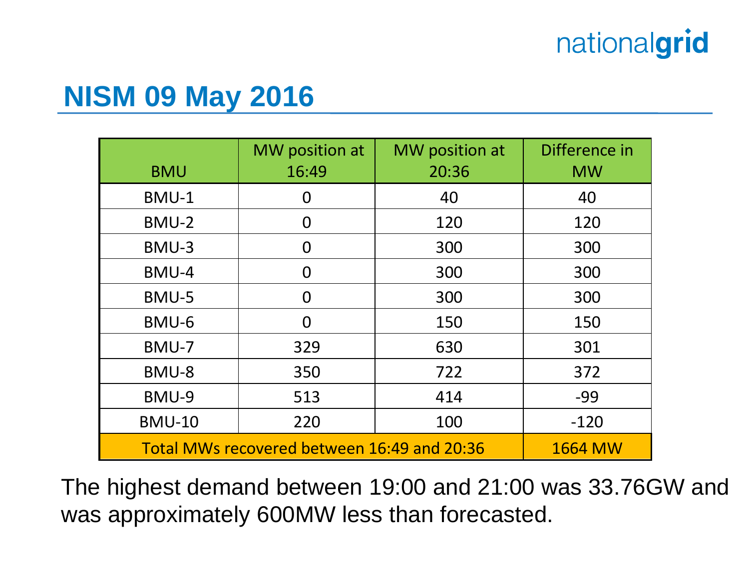# NISM 09 May 2016

| BMU | MW position at 16:49 | MW position at 20:36 | Difference in MW |
|---|---|---|---|
| BMU-1 | 0 | 40 | 40 |
| BMU-2 | 0 | 120 | 120 |
| BMU-3 | 0 | 300 | 300 |
| BMU-4 | 0 | 300 | 300 |
| BMU-5 | 0 | 300 | 300 |
| BMU-6 | 0 | 150 | 150 |
| BMU-7 | 329 | 630 | 301 |
| BMU-8 | 350 | 722 | 372 |
| BMU-9 | 513 | 414 | -99 |
| BMU-10 | 220 | 100 | -120 |
| Total MWs recovered between 16:49 and 20:36 | | | 1664 MW |

The highest demand between 19:00 and 21:00 was 33.76GW and was approximately 600MW less than forecasted.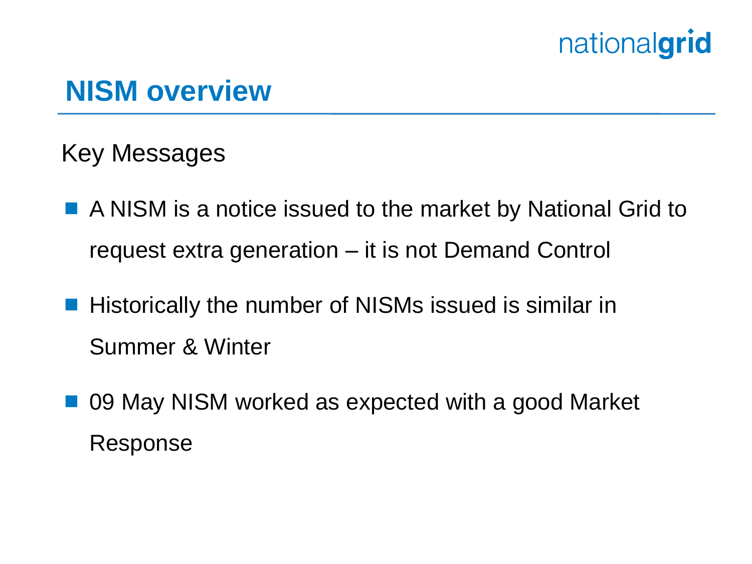# NISM overview

## Key Messages

- A NISM is a notice issued to the market by National Grid to request extra generation – it is not Demand Control
- Historically the number of NISMs issued is similar in Summer & Winter
- 09 May NISM worked as expected with a good Market Response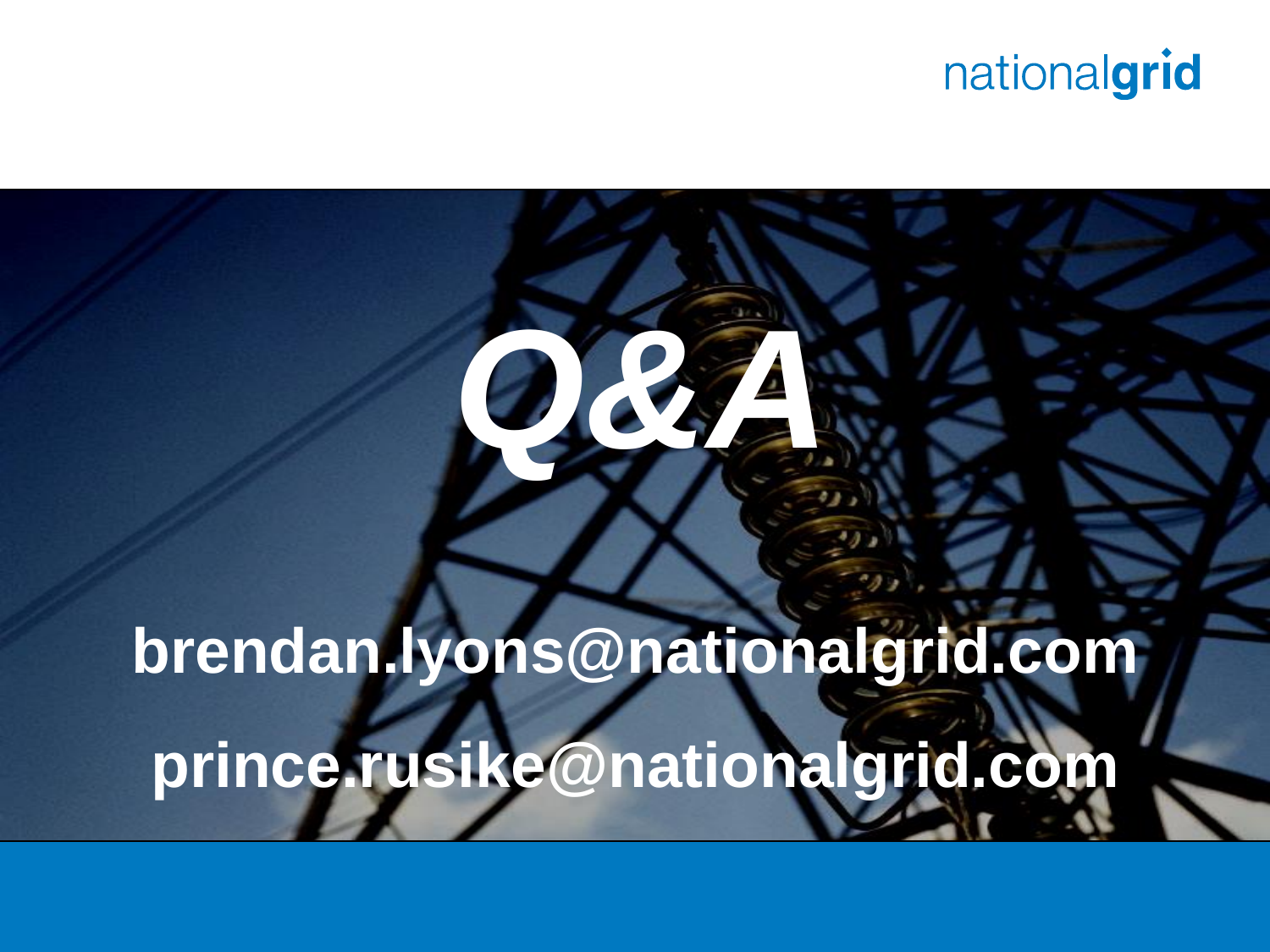# Q&A

**brendan.lyons@nationalgrid.com**

**prince.rusike@nationalgrid.com**